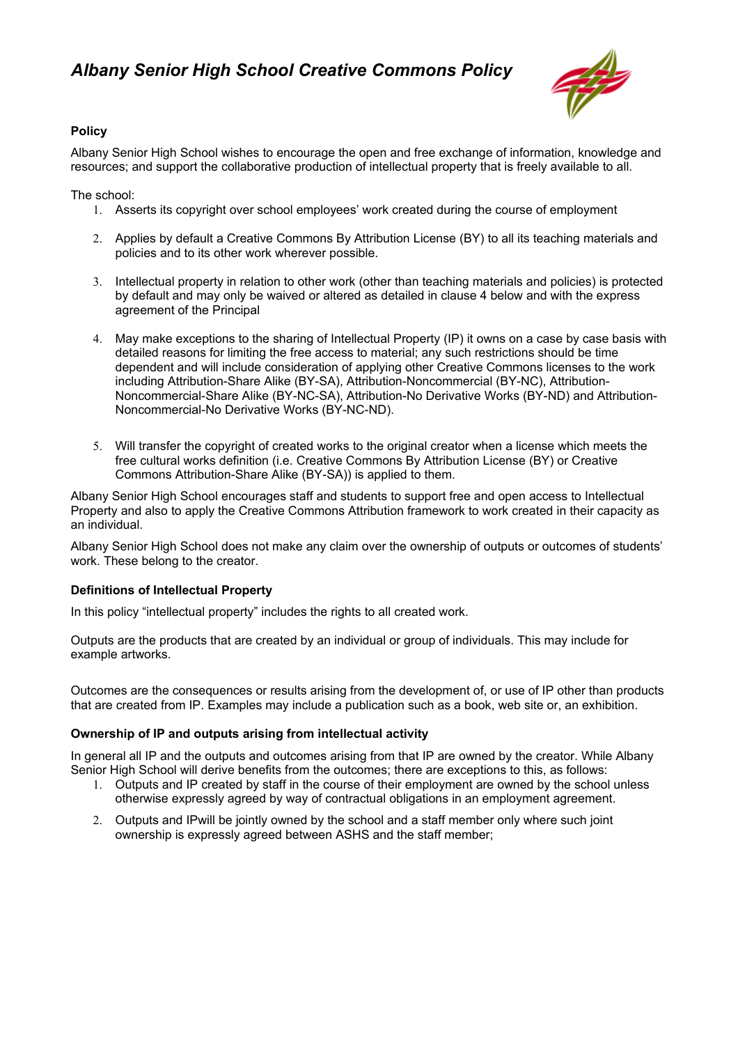# *Albany Senior High School Creative Commons Policy*

### Policy

Albany Senior High School wishes to encourage the open and free exchange of information, knowledge and resources; and support the collaborative production of intellectual property that is freely available to all.

The school:

1. Asserts its copyright over school employees' work created during the course of employment
2. Applies by default a Creative Commons By Attribution License (BY) to all its teaching materials and policies and to its other work wherever possible.
3. Intellectual property in relation to other work (other than teaching materials and policies) is protected by default and may only be waived or altered as detailed in clause 4 below and with the express agreement of the Principal
4. May make exceptions to the sharing of Intellectual Property (IP) it owns on a case by case basis with detailed reasons for limiting the free access to material; any such restrictions should be time dependent and will include consideration of applying other Creative Commons licenses to the work including Attribution-Share Alike (BY-SA), Attribution-Noncommercial (BY-NC), Attribution-Noncommercial-Share Alike (BY-NC-SA), Attribution-No Derivative Works (BY-ND) and Attribution-Noncommercial-No Derivative Works (BY-NC-ND).
5. Will transfer the copyright of created works to the original creator when a license which meets the free cultural works definition (i.e. Creative Commons By Attribution License (BY) or Creative Commons Attribution-Share Alike (BY-SA)) is applied to them.

Albany Senior High School encourages staff and students to support free and open access to Intellectual Property and also to apply the Creative Commons Attribution framework to work created in their capacity as an individual.

Albany Senior High School does not make any claim over the ownership of outputs or outcomes of students' work. These belong to the creator.

### Definitions of Intellectual Property

In this policy "intellectual property" includes the rights to all created work.

Outputs are the products that are created by an individual or group of individuals. This may include for example artworks.

Outcomes are the consequences or results arising from the development of, or use of IP other than products that are created from IP. Examples may include a publication such as a book, web site or, an exhibition.

### Ownership of IP and outputs arising from intellectual activity

In general all IP and the outputs and outcomes arising from that IP are owned by the creator. While Albany Senior High School will derive benefits from the outcomes; there are exceptions to this, as follows:

1. Outputs and IP created by staff in the course of their employment are owned by the school unless otherwise expressly agreed by way of contractual obligations in an employment agreement.
2. Outputs and IPwill be jointly owned by the school and a staff member only where such joint ownership is expressly agreed between ASHS and the staff member;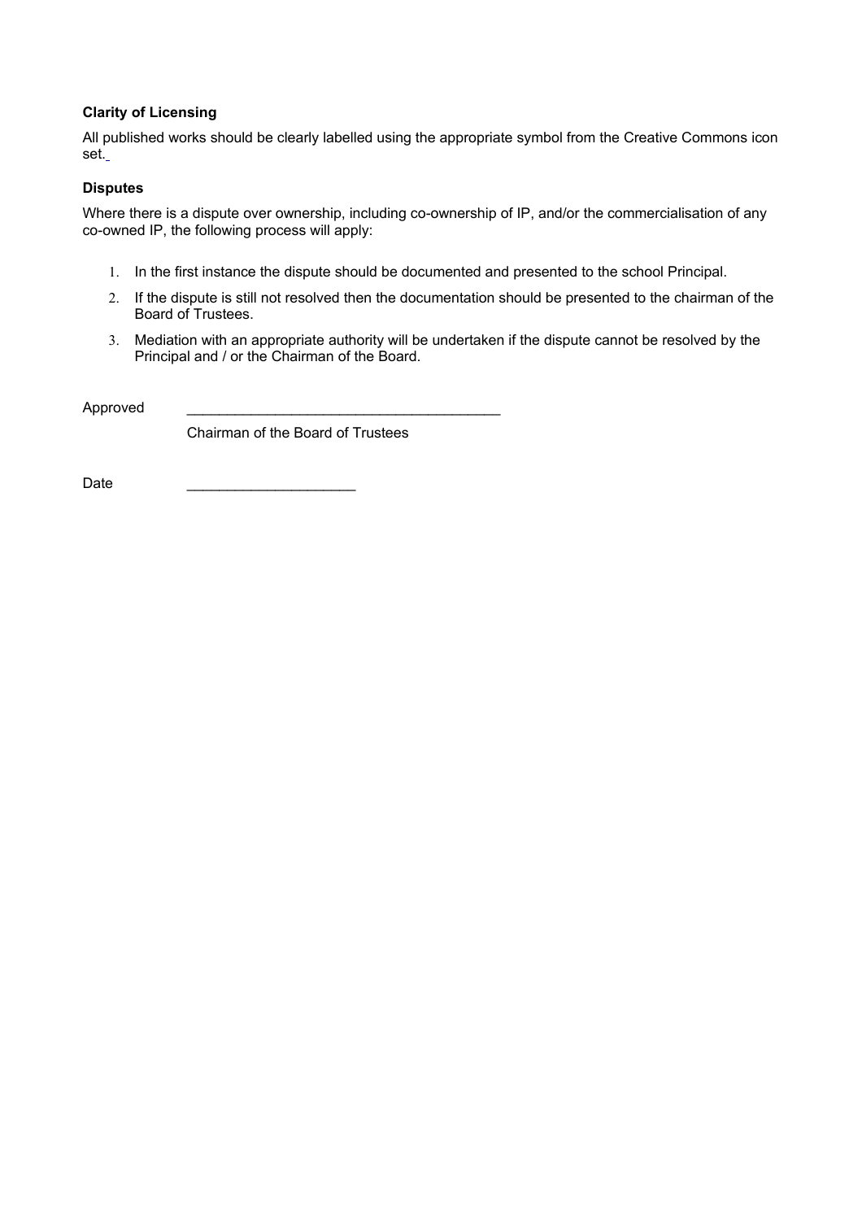**Clarity of Licensing**

All published works should be clearly labelled using the appropriate symbol from the Creative Commons icon set.

**Disputes**

Where there is a dispute over ownership, including co-ownership of IP, and/or the commercialisation of any co-owned IP, the following process will apply:

1. In the first instance the dispute should be documented and presented to the school Principal.
2. If the dispute is still not resolved then the documentation should be presented to the chairman of the Board of Trustees.
3. Mediation with an appropriate authority will be undertaken if the dispute cannot be resolved by the Principal and / or the Chairman of the Board.

Approved ________________________________________

Chairman of the Board of Trustees

Date _____________________